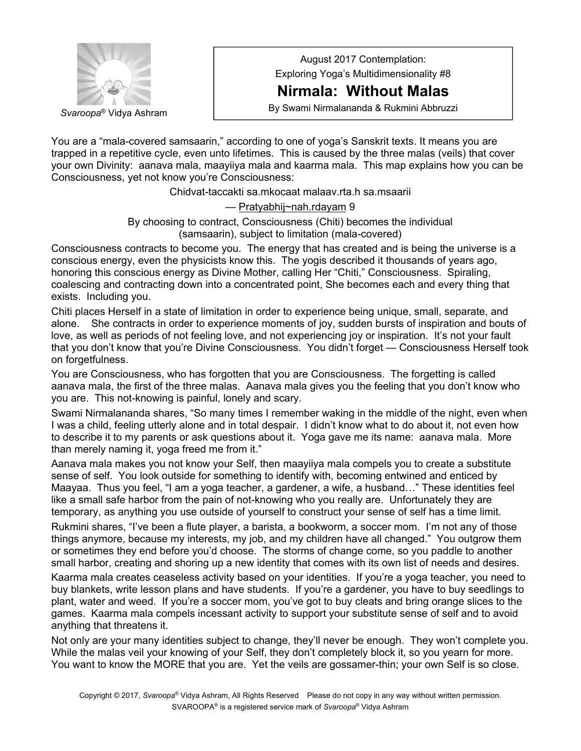*Svaroopa*® Vidya Ashram

August 2017 Contemplation:
Exploring Yoga's Multidimensionality #8

# Nirmala: Without Malas

By Swami Nirmalananda & Rukmini Abbruzzi

You are a "mala-covered samsaarin," according to one of yoga's Sanskrit texts. It means you are trapped in a repetitive cycle, even unto lifetimes. This is caused by the three malas (veils) that cover your own Divinity: aanava mala, maayiiya mala and kaarma mala. This map explains how you can be Consciousness, yet not know you're Consciousness:

Chidvat-taccakti sa.mkocaat malaav.rta.h sa.msarii

— Pratyabhij~nah.rdayam 9

By choosing to contract, Consciousness (Chiti) becomes the individual (samsaarin), subject to limitation (mala-covered)

Consciousness contracts to become you. The energy that has created and is being the universe is a conscious energy, even the physicists know this. The yogis described it thousands of years ago, honoring this conscious energy as Divine Mother, calling Her "Chiti," Consciousness. Spiraling, coalescing and contracting down into a concentrated point, She becomes each and every thing that exists. Including you.

Chiti places Herself in a state of limitation in order to experience being unique, small, separate, and alone. She contracts in order to experience moments of joy, sudden bursts of inspiration and bouts of love, as well as periods of not feeling love, and not experiencing joy or inspiration. It's not your fault that you don't know that you're Divine Consciousness. You didn't forget — Consciousness Herself took on forgetfulness.

You are Consciousness, who has forgotten that you are Consciousness. The forgetting is called aanava mala, the first of the three malas. Aanava mala gives you the feeling that you don't know who you are. This not-knowing is painful, lonely and scary.

Swami Nirmalananda shares, "So many times I remember waking in the middle of the night, even when I was a child, feeling utterly alone and in total despair. I didn't know what to do about it, not even how to describe it to my parents or ask questions about it. Yoga gave me its name: aanava mala. More than merely naming it, yoga freed me from it."

Aanava mala makes you not know your Self, then maayiiya mala compels you to create a substitute sense of self. You look outside for something to identify with, becoming entwined and enticed by Maayaa. Thus you feel, "I am a yoga teacher, a gardener, a wife, a husband…" These identities feel like a small safe harbor from the pain of not-knowing who you really are. Unfortunately they are temporary, as anything you use outside of yourself to construct your sense of self has a time limit.

Rukmini shares, "I've been a flute player, a barista, a bookworm, a soccer mom. I'm not any of those things anymore, because my interests, my job, and my children have all changed." You outgrow them or sometimes they end before you'd choose. The storms of change come, so you paddle to another small harbor, creating and shoring up a new identity that comes with its own list of needs and desires.

Kaarma mala creates ceaseless activity based on your identities. If you're a yoga teacher, you need to buy blankets, write lesson plans and have students. If you're a gardener, you have to buy seedlings to plant, water and weed. If you're a soccer mom, you've got to buy cleats and bring orange slices to the games. Kaarma mala compels incessant activity to support your substitute sense of self and to avoid anything that threatens it.

Not only are your many identities subject to change, they'll never be enough. They won't complete you. While the malas veil your knowing of your Self, they don't completely block it, so you yearn for more. You want to know the MORE that you are. Yet the veils are gossamer-thin; your own Self is so close.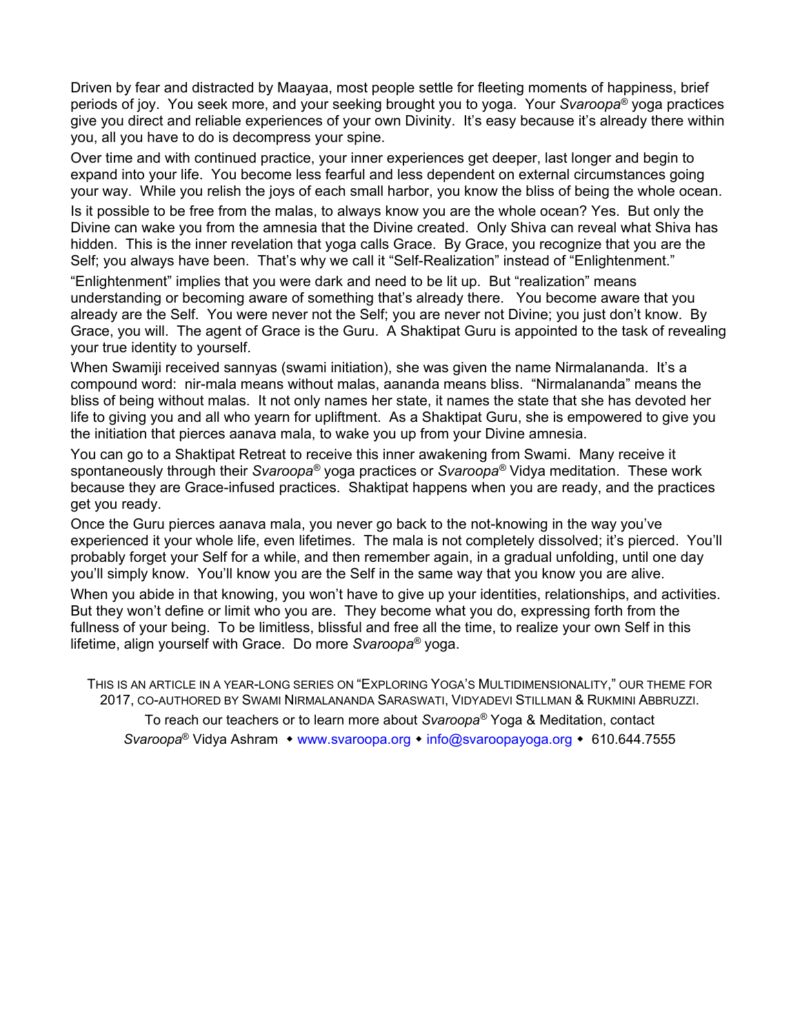Driven by fear and distracted by Maayaa, most people settle for fleeting moments of happiness, brief periods of joy. You seek more, and your seeking brought you to yoga. Your *Svaroopa®* yoga practices give you direct and reliable experiences of your own Divinity. It's easy because it's already there within you, all you have to do is decompress your spine.

Over time and with continued practice, your inner experiences get deeper, last longer and begin to expand into your life. You become less fearful and less dependent on external circumstances going your way. While you relish the joys of each small harbor, you know the bliss of being the whole ocean.

Is it possible to be free from the malas, to always know you are the whole ocean? Yes. But only the Divine can wake you from the amnesia that the Divine created. Only Shiva can reveal what Shiva has hidden. This is the inner revelation that yoga calls Grace. By Grace, you recognize that you are the Self; you always have been. That's why we call it "Self-Realization" instead of "Enlightenment."

"Enlightenment" implies that you were dark and need to be lit up. But "realization" means understanding or becoming aware of something that's already there. You become aware that you already are the Self. You were never not the Self; you are never not Divine; you just don't know. By Grace, you will. The agent of Grace is the Guru. A Shaktipat Guru is appointed to the task of revealing your true identity to yourself.

When Swamiji received sannyas (swami initiation), she was given the name Nirmalananda. It's a compound word: nir-mala means without malas, aananda means bliss. "Nirmalananda" means the bliss of being without malas. It not only names her state, it names the state that she has devoted her life to giving you and all who yearn for upliftment. As a Shaktipat Guru, she is empowered to give you the initiation that pierces aanava mala, to wake you up from your Divine amnesia.

You can go to a Shaktipat Retreat to receive this inner awakening from Swami. Many receive it spontaneously through their *Svaroopa®* yoga practices or *Svaroopa®* Vidya meditation. These work because they are Grace-infused practices. Shaktipat happens when you are ready, and the practices get you ready.

Once the Guru pierces aanava mala, you never go back to the not-knowing in the way you've experienced it your whole life, even lifetimes. The mala is not completely dissolved; it's pierced. You'll probably forget your Self for a while, and then remember again, in a gradual unfolding, until one day you'll simply know. You'll know you are the Self in the same way that you know you are alive.

When you abide in that knowing, you won't have to give up your identities, relationships, and activities. But they won't define or limit who you are. They become what you do, expressing forth from the fullness of your being. To be limitless, blissful and free all the time, to realize your own Self in this lifetime, align yourself with Grace. Do more *Svaroopa®* yoga.

THIS IS AN ARTICLE IN A YEAR-LONG SERIES ON "EXPLORING YOGA'S MULTIDIMENSIONALITY," OUR THEME FOR 2017, CO-AUTHORED BY SWAMI NIRMALANANDA SARASWATI, VIDYADEVI STILLMAN & RUKMINI ABBRUZZI.

To reach our teachers or to learn more about *Svaroopa®* Yoga & Meditation, contact *Svaroopa®* Vidya Ashram ◆ www.svaroopa.org ◆ info@svaroopayoga.org ◆ 610.644.7555